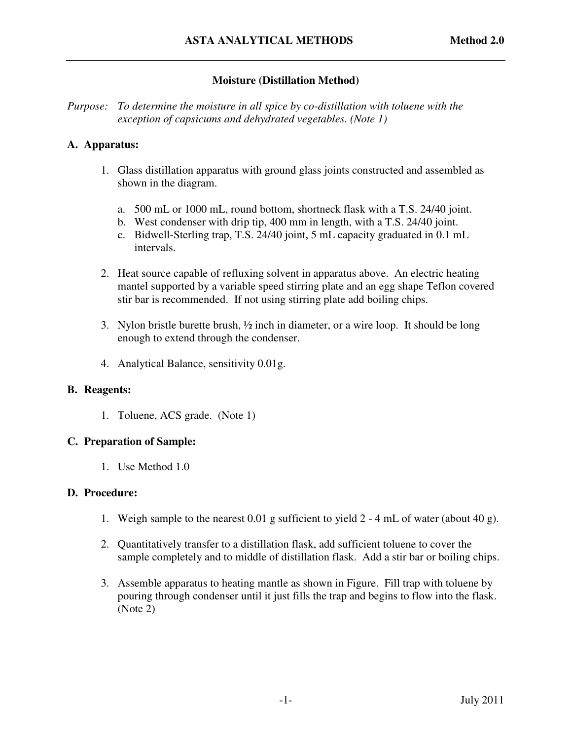# Moisture (Distillation Method)

*Purpose: To determine the moisture in all spice by co-distillation with toluene with the exception of capsicums and dehydrated vegetables. (Note 1)*

## A. Apparatus:

1. Glass distillation apparatus with ground glass joints constructed and assembled as shown in the diagram.

   a. 500 mL or 1000 mL, round bottom, shortneck flask with a T.S. 24/40 joint.
   b. West condenser with drip tip, 400 mm in length, with a T.S. 24/40 joint.
   c. Bidwell-Sterling trap, T.S. 24/40 joint, 5 mL capacity graduated in 0.1 mL intervals.

2. Heat source capable of refluxing solvent in apparatus above. An electric heating mantel supported by a variable speed stirring plate and an egg shape Teflon covered stir bar is recommended. If not using stirring plate add boiling chips.

3. Nylon bristle burette brush, ½ inch in diameter, or a wire loop. It should be long enough to extend through the condenser.

4. Analytical Balance, sensitivity 0.01g.

## B. Reagents:

1. Toluene, ACS grade. (Note 1)

## C. Preparation of Sample:

1. Use Method 1.0

## D. Procedure:

1. Weigh sample to the nearest 0.01 g sufficient to yield 2 - 4 mL of water (about 40 g).

2. Quantitatively transfer to a distillation flask, add sufficient toluene to cover the sample completely and to middle of distillation flask. Add a stir bar or boiling chips.

3. Assemble apparatus to heating mantle as shown in Figure. Fill trap with toluene by pouring through condenser until it just fills the trap and begins to flow into the flask. (Note 2)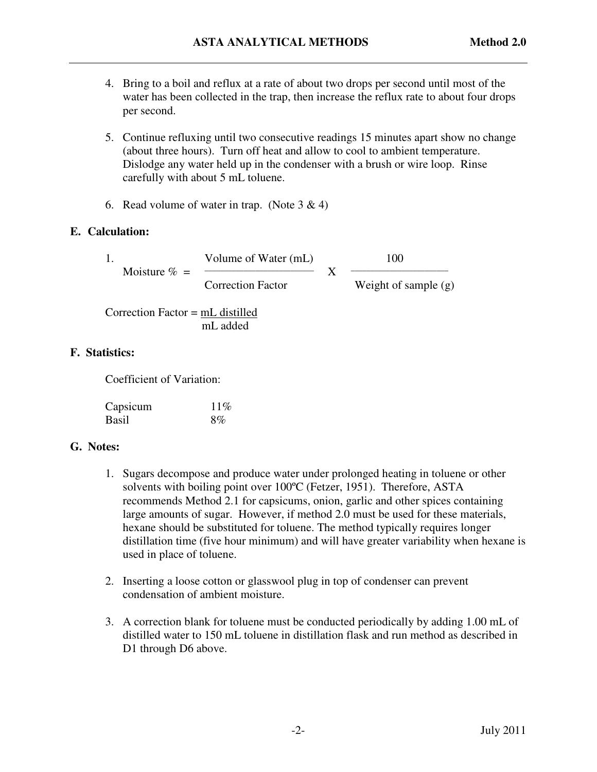4. Bring to a boil and reflux at a rate of about two drops per second until most of the water has been collected in the trap, then increase the reflux rate to about four drops per second.

5. Continue refluxing until two consecutive readings 15 minutes apart show no change (about three hours). Turn off heat and allow to cool to ambient temperature. Dislodge any water held up in the condenser with a brush or wire loop. Rinse carefully with about 5 mL toluene.

6. Read volume of water in trap. (Note 3 & 4)

## E. Calculation:

1.

$$\text{Moisture \%} = \frac{\text{Volume of Water (mL)}}{\text{Correction Factor}} \times \frac{100}{\text{Weight of sample (g)}}$$

$$\text{Correction Factor} = \frac{\text{mL distilled}}{\text{mL added}}$$

## F. Statistics:

Coefficient of Variation:

| | |
|---|---|
| Capsicum | 11% |
| Basil | 8% |

## G. Notes:

1. Sugars decompose and produce water under prolonged heating in toluene or other solvents with boiling point over 100ºC (Fetzer, 1951). Therefore, ASTA recommends Method 2.1 for capsicums, onion, garlic and other spices containing large amounts of sugar. However, if method 2.0 must be used for these materials, hexane should be substituted for toluene. The method typically requires longer distillation time (five hour minimum) and will have greater variability when hexane is used in place of toluene.

2. Inserting a loose cotton or glasswool plug in top of condenser can prevent condensation of ambient moisture.

3. A correction blank for toluene must be conducted periodically by adding 1.00 mL of distilled water to 150 mL toluene in distillation flask and run method as described in D1 through D6 above.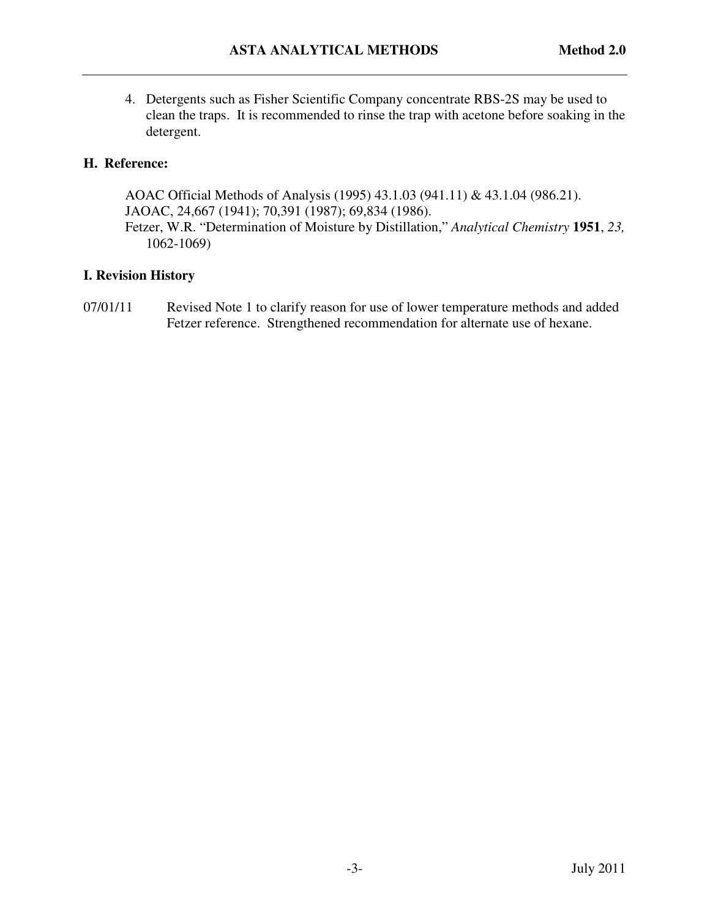4. Detergents such as Fisher Scientific Company concentrate RBS-2S may be used to clean the traps. It is recommended to rinse the trap with acetone before soaking in the detergent.

## H. Reference:

AOAC Official Methods of Analysis (1995) 43.1.03 (941.11) & 43.1.04 (986.21).
JAOAC, 24,667 (1941); 70,391 (1987); 69,834 (1986).
Fetzer, W.R. "Determination of Moisture by Distillation," *Analytical Chemistry* **1951**, *23,* 1062-1069)

## I. Revision History

07/01/11 Revised Note 1 to clarify reason for use of lower temperature methods and added Fetzer reference. Strengthened recommendation for alternate use of hexane.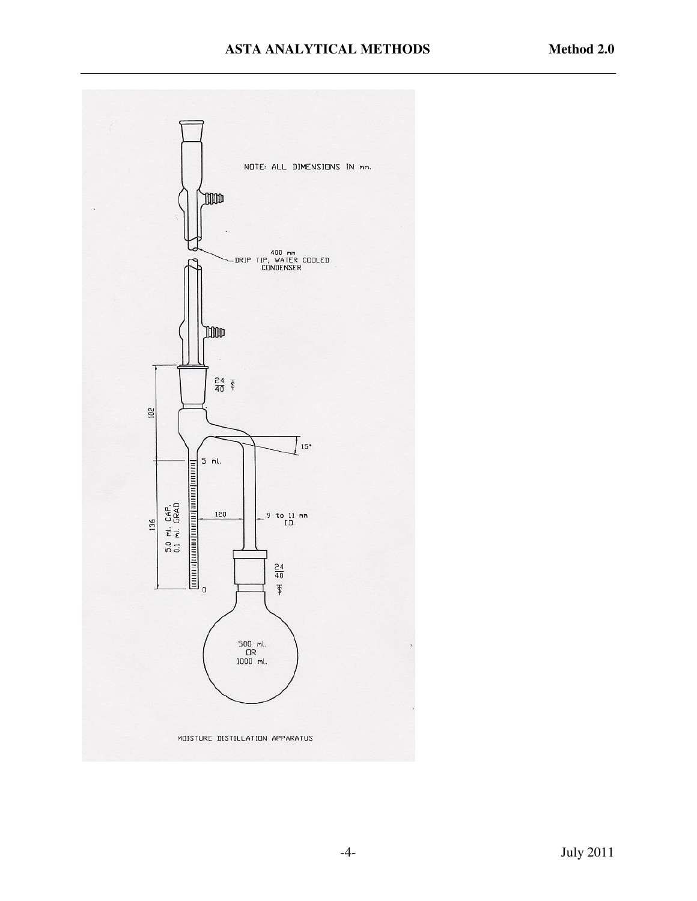NOTE: ALL DIMENSIONS IN mm.

400 mm
DRIP TIP, WATER COOLED
CONDENSER

24/40 $

102

15°

5 ml.

120

9 to 11 mm
I.D.

136

5.0 ml. CAP.
0.1 ml. GRAD

0

24/40 $

500 ml.
OR
1000 ml.

MOISTURE DISTILLATION APPARATUS